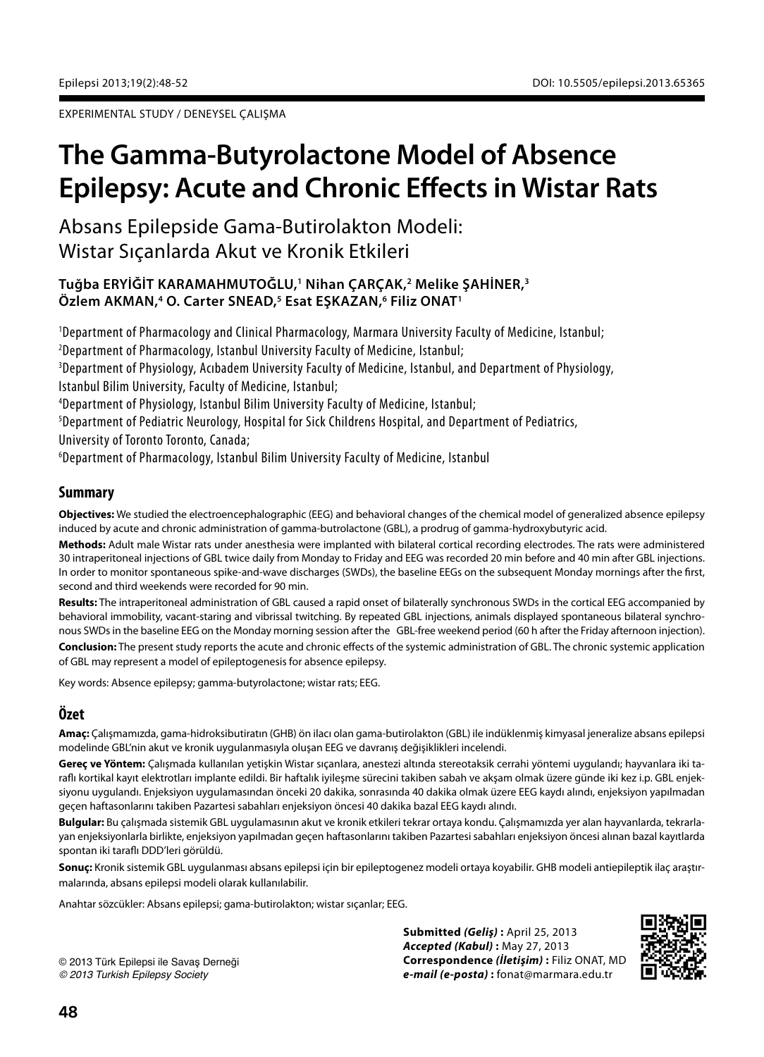EXPERIMENTAL STUDY / DENEYSEL ÇALIŞMA

# The Gamma-Butyrolactone Model of Absence Epilepsy: Acute and Chronic Effects in Wistar Rats

## Absans Epilepside Gama-Butirolakton Modeli: Wistar Sıçanlarda Akut ve Kronik Etkileri

**Tuğba ERYİĞİT KARAMAHMUTOĞLU,[1] Nihan ÇARÇAK,[2] Melike ŞAHİNER,[3] Özlem AKMAN,[4] O. Carter SNEAD,[5] Esat EŞKAZAN,[6] Filiz ONAT[1]**

[1]Department of Pharmacology and Clinical Pharmacology, Marmara University Faculty of Medicine, Istanbul;
[2]Department of Pharmacology, Istanbul University Faculty of Medicine, Istanbul;
[3]Department of Physiology, Acıbadem University Faculty of Medicine, Istanbul, and Department of Physiology, Istanbul Bilim University, Faculty of Medicine, Istanbul;
[4]Department of Physiology, Istanbul Bilim University Faculty of Medicine, Istanbul;
[5]Department of Pediatric Neurology, Hospital for Sick Childrens Hospital, and Department of Pediatrics, University of Toronto Toronto, Canada;
[6]Department of Pharmacology, Istanbul Bilim University Faculty of Medicine, Istanbul

## Summary

**Objectives:** We studied the electroencephalographic (EEG) and behavioral changes of the chemical model of generalized absence epilepsy induced by acute and chronic administration of gamma-butrolactone (GBL), a prodrug of gamma-hydroxybutyric acid.

**Methods:** Adult male Wistar rats under anesthesia were implanted with bilateral cortical recording electrodes. The rats were administered 30 intraperitoneal injections of GBL twice daily from Monday to Friday and EEG was recorded 20 min before and 40 min after GBL injections. In order to monitor spontaneous spike-and-wave discharges (SWDs), the baseline EEGs on the subsequent Monday mornings after the first, second and third weekends were recorded for 90 min.

**Results:** The intraperitoneal administration of GBL caused a rapid onset of bilaterally synchronous SWDs in the cortical EEG accompanied by behavioral immobility, vacant-staring and vibrissal twitching. By repeated GBL injections, animals displayed spontaneous bilateral synchronous SWDs in the baseline EEG on the Monday morning session after the GBL-free weekend period (60 h after the Friday afternoon injection).

**Conclusion:** The present study reports the acute and chronic effects of the systemic administration of GBL. The chronic systemic application of GBL may represent a model of epileptogenesis for absence epilepsy.

Key words: Absence epilepsy; gamma-butyrolactone; wistar rats; EEG.

## Özet

**Amaç:** Çalışmamızda, gama-hidroksibutiratın (GHB) ön ilacı olan gama-butirolakton (GBL) ile indüklenmiş kimyasal jeneralize absans epilepsi modelinde GBL'nin akut ve kronik uygulanmasıyla oluşan EEG ve davranış değişiklikleri incelendi.

**Gereç ve Yöntem:** Çalışmada kullanılan yetişkin Wistar sıçanlara, anestezi altında stereotaksik cerrahi yöntemi uygulandı; hayvanlara iki taraflı kortikal kayıt elektrotları implante edildi. Bir haftalık iyileşme sürecini takiben sabah ve akşam olmak üzere günde iki kez i.p. GBL enjeksiyonu uygulandı. Enjeksiyon uygulamasının önceki 20 dakika, sonrasında 40 dakika olmak üzere EEG kaydı alındı, enjeksiyon yapılmadan geçen haftasonlarını takiben Pazartesi sabahları enjeksiyon öncesi 40 dakika bazal EEG kaydı alındı.

**Bulgular:** Bu çalışmada sistemik GBL uygulamasının akut ve kronik etkileri tekrar ortaya kondu. Çalışmamızda yer alan hayvanlarda, tekrarlayan enjeksiyonlarla birlikte, enjeksiyon yapılmadan geçen haftasonlarını takiben Pazartesi sabahları enjeksiyon öncesi alınan bazal kayıtlarda spontan iki taraflı DDD'leri görüldü.

**Sonuç:** Kronik sistemik GBL uygulanması absans epilepsi için bir epileptogenez modeli ortaya koyabilir. GHB modeli antiepileptik ilaç araştırmalarında, absans epilepsi modeli olarak kullanılabilir.

Anahtar sözcükler: Absans epilepsi; gama-butirolakton; wistar sıçanlar; EEG.

**Submitted *(Geliş)* :** April 25, 2013
***Accepted (Kabul)* :** May 27, 2013
**Correspondence *(İletişim)* :** Filiz ONAT, MD
***e-mail (e-posta)* :** fonat@marmara.edu.tr

© 2013 Türk Epilepsi ile Savaş Derneği
*© 2013 Turkish Epilepsy Society*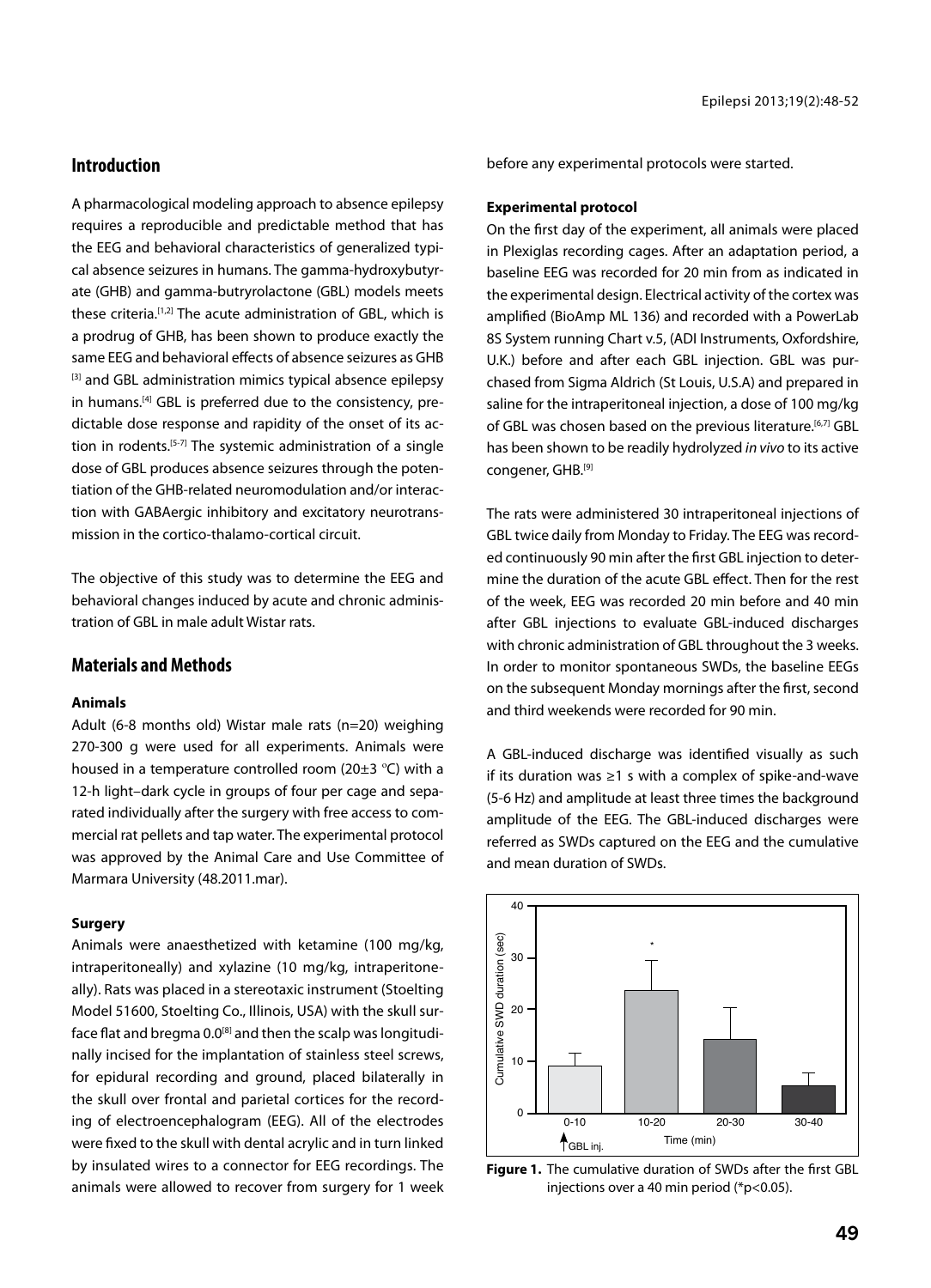## Introduction

A pharmacological modeling approach to absence epilepsy requires a reproducible and predictable method that has the EEG and behavioral characteristics of generalized typical absence seizures in humans. The gamma-hydroxybutyrate (GHB) and gamma-butryrolactone (GBL) models meets these criteria.[1,2] The acute administration of GBL, which is a prodrug of GHB, has been shown to produce exactly the same EEG and behavioral effects of absence seizures as GHB [3] and GBL administration mimics typical absence epilepsy in humans.[4] GBL is preferred due to the consistency, predictable dose response and rapidity of the onset of its action in rodents.[5-7] The systemic administration of a single dose of GBL produces absence seizures through the potentiation of the GHB-related neuromodulation and/or interaction with GABAergic inhibitory and excitatory neurotransmission in the cortico-thalamo-cortical circuit.

The objective of this study was to determine the EEG and behavioral changes induced by acute and chronic administration of GBL in male adult Wistar rats.

## Materials and Methods

### Animals

Adult (6-8 months old) Wistar male rats (n=20) weighing 270-300 g were used for all experiments. Animals were housed in a temperature controlled room (20±3 °C) with a 12-h light–dark cycle in groups of four per cage and separated individually after the surgery with free access to commercial rat pellets and tap water. The experimental protocol was approved by the Animal Care and Use Committee of Marmara University (48.2011.mar).

### Surgery

Animals were anaesthetized with ketamine (100 mg/kg, intraperitoneally) and xylazine (10 mg/kg, intraperitoneally). Rats was placed in a stereotaxic instrument (Stoelting Model 51600, Stoelting Co., Illinois, USA) with the skull surface flat and bregma 0.0[8] and then the scalp was longitudinally incised for the implantation of stainless steel screws, for epidural recording and ground, placed bilaterally in the skull over frontal and parietal cortices for the recording of electroencephalogram (EEG). All of the electrodes were fixed to the skull with dental acrylic and in turn linked by insulated wires to a connector for EEG recordings. The animals were allowed to recover from surgery for 1 week before any experimental protocols were started.

### Experimental protocol

On the first day of the experiment, all animals were placed in Plexiglas recording cages. After an adaptation period, a baseline EEG was recorded for 20 min from as indicated in the experimental design. Electrical activity of the cortex was amplified (BioAmp ML 136) and recorded with a PowerLab 8S System running Chart v.5, (ADI Instruments, Oxfordshire, U.K.) before and after each GBL injection. GBL was purchased from Sigma Aldrich (St Louis, U.S.A) and prepared in saline for the intraperitoneal injection, a dose of 100 mg/kg of GBL was chosen based on the previous literature.[6,7] GBL has been shown to be readily hydrolyzed *in vivo* to its active congener, GHB.[9]

The rats were administered 30 intraperitoneal injections of GBL twice daily from Monday to Friday. The EEG was recorded continuously 90 min after the first GBL injection to determine the duration of the acute GBL effect. Then for the rest of the week, EEG was recorded 20 min before and 40 min after GBL injections to evaluate GBL-induced discharges with chronic administration of GBL throughout the 3 weeks. In order to monitor spontaneous SWDs, the baseline EEGs on the subsequent Monday mornings after the first, second and third weekends were recorded for 90 min.

A GBL-induced discharge was identified visually as such if its duration was ≥1 s with a complex of spike-and-wave (5-6 Hz) and amplitude at least three times the background amplitude of the EEG. The GBL-induced discharges were referred as SWDs captured on the EEG and the cumulative and mean duration of SWDs.

**Figure 1.** The cumulative duration of SWDs after the first GBL injections over a 40 min period (*$p<0.05$).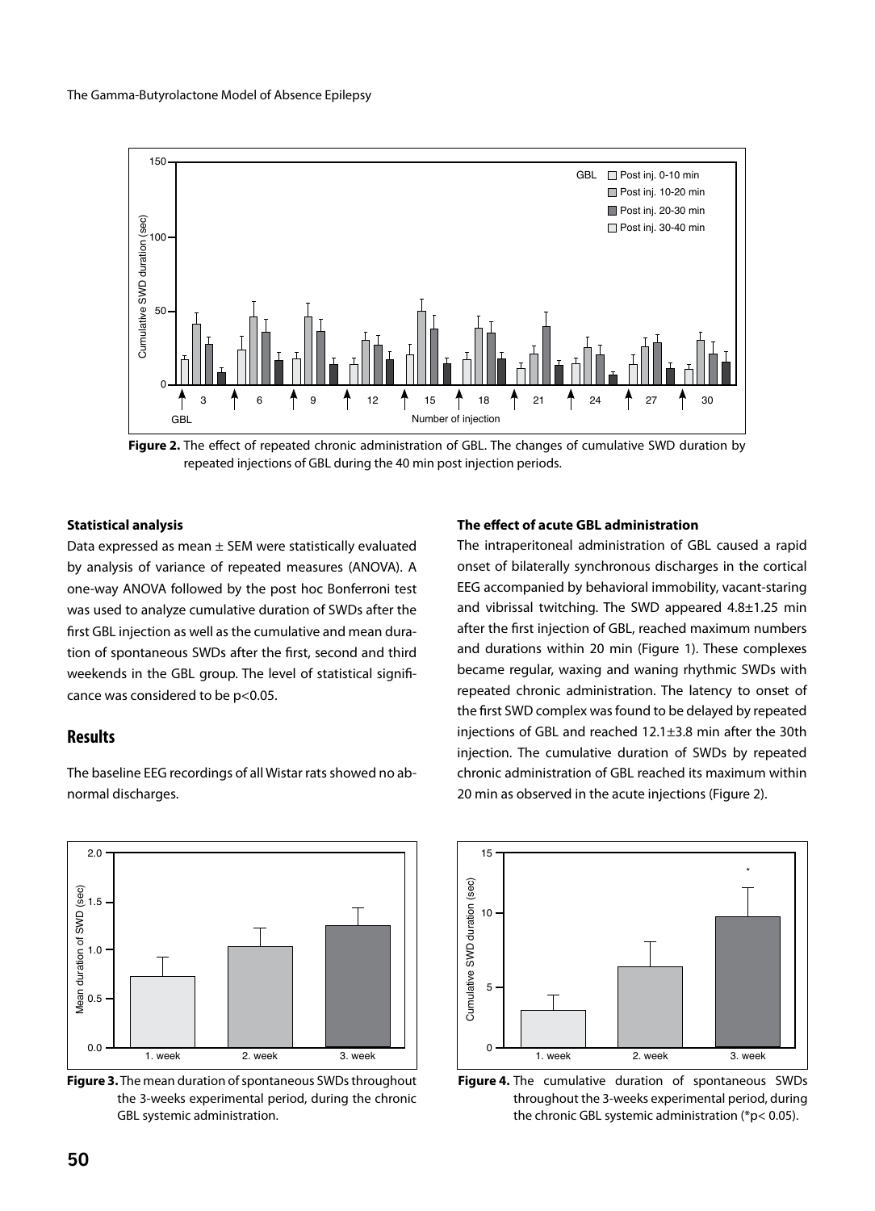**Figure 2.** The effect of repeated chronic administration of GBL. The changes of cumulative SWD duration by repeated injections of GBL during the 40 min post injection periods.

#### Statistical analysis

Data expressed as mean ± SEM were statistically evaluated by analysis of variance of repeated measures (ANOVA). A one-way ANOVA followed by the post hoc Bonferroni test was used to analyze cumulative duration of SWDs after the first GBL injection as well as the cumulative and mean duration of spontaneous SWDs after the first, second and third weekends in the GBL group. The level of statistical significance was considered to be $p<0.05$.

## Results

The baseline EEG recordings of all Wistar rats showed no abnormal discharges.

#### The effect of acute GBL administration

The intraperitoneal administration of GBL caused a rapid onset of bilaterally synchronous discharges in the cortical EEG accompanied by behavioral immobility, vacant-staring and vibrissal twitching. The SWD appeared 4.8±1.25 min after the first injection of GBL, reached maximum numbers and durations within 20 min (Figure 1). These complexes became regular, waxing and waning rhythmic SWDs with repeated chronic administration. The latency to onset of the first SWD complex was found to be delayed by repeated injections of GBL and reached 12.1±3.8 min after the 30th injection. The cumulative duration of SWDs by repeated chronic administration of GBL reached its maximum within 20 min as observed in the acute injections (Figure 2).

**Figure 3.** The mean duration of spontaneous SWDs throughout the 3-weeks experimental period, during the chronic GBL systemic administration.

**Figure 4.** The cumulative duration of spontaneous SWDs throughout the 3-weeks experimental period, during the chronic GBL systemic administration (*$p< 0.05$).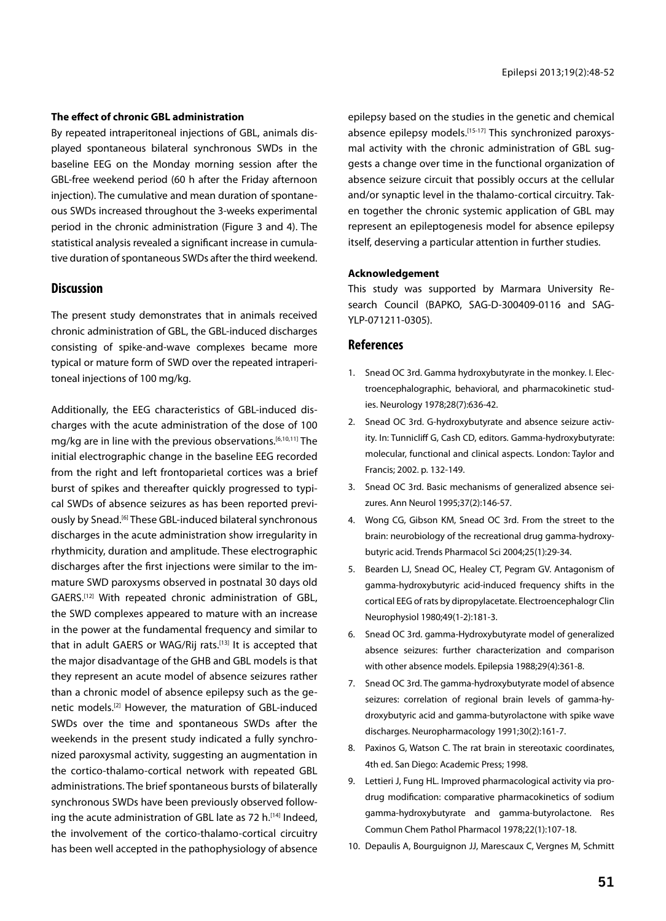**The effect of chronic GBL administration**

By repeated intraperitoneal injections of GBL, animals displayed spontaneous bilateral synchronous SWDs in the baseline EEG on the Monday morning session after the GBL-free weekend period (60 h after the Friday afternoon injection). The cumulative and mean duration of spontaneous SWDs increased throughout the 3-weeks experimental period in the chronic administration (Figure 3 and 4). The statistical analysis revealed a significant increase in cumulative duration of spontaneous SWDs after the third weekend.

## Discussion

The present study demonstrates that in animals received chronic administration of GBL, the GBL-induced discharges consisting of spike-and-wave complexes became more typical or mature form of SWD over the repeated intraperitoneal injections of 100 mg/kg.

Additionally, the EEG characteristics of GBL-induced discharges with the acute administration of the dose of 100 mg/kg are in line with the previous observations.[6,10,11] The initial electrographic change in the baseline EEG recorded from the right and left frontoparietal cortices was a brief burst of spikes and thereafter quickly progressed to typical SWDs of absence seizures as has been reported previously by Snead.[6] These GBL-induced bilateral synchronous discharges in the acute administration show irregularity in rhythmicity, duration and amplitude. These electrographic discharges after the first injections were similar to the immature SWD paroxysms observed in postnatal 30 days old GAERS.[12] With repeated chronic administration of GBL, the SWD complexes appeared to mature with an increase in the power at the fundamental frequency and similar to that in adult GAERS or WAG/Rij rats.[13] It is accepted that the major disadvantage of the GHB and GBL models is that they represent an acute model of absence seizures rather than a chronic model of absence epilepsy such as the genetic models.[2] However, the maturation of GBL-induced SWDs over the time and spontaneous SWDs after the weekends in the present study indicated a fully synchronized paroxysmal activity, suggesting an augmentation in the cortico-thalamo-cortical network with repeated GBL administrations. The brief spontaneous bursts of bilaterally synchronous SWDs have been previously observed following the acute administration of GBL late as 72 h.[14] Indeed, the involvement of the cortico-thalamo-cortical circuitry has been well accepted in the pathophysiology of absence epilepsy based on the studies in the genetic and chemical absence epilepsy models.[15-17] This synchronized paroxysmal activity with the chronic administration of GBL suggests a change over time in the functional organization of absence seizure circuit that possibly occurs at the cellular and/or synaptic level in the thalamo-cortical circuitry. Taken together the chronic systemic application of GBL may represent an epileptogenesis model for absence epilepsy itself, deserving a particular attention in further studies.

**Acknowledgement**

This study was supported by Marmara University Research Council (BAPKO, SAG-D-300409-0116 and SAG-YLP-071211-0305).

## References

1. Snead OC 3rd. Gamma hydroxybutyrate in the monkey. I. Electroencephalographic, behavioral, and pharmacokinetic studies. Neurology 1978;28(7):636-42.
2. Snead OC 3rd. G-hydroxybutyrate and absence seizure activity. In: Tunnicliff G, Cash CD, editors. Gamma-hydroxybutyrate: molecular, functional and clinical aspects. London: Taylor and Francis; 2002. p. 132-149.
3. Snead OC 3rd. Basic mechanisms of generalized absence seizures. Ann Neurol 1995;37(2):146-57.
4. Wong CG, Gibson KM, Snead OC 3rd. From the street to the brain: neurobiology of the recreational drug gamma-hydroxybutyric acid. Trends Pharmacol Sci 2004;25(1):29-34.
5. Bearden LJ, Snead OC, Healey CT, Pegram GV. Antagonism of gamma-hydroxybutyric acid-induced frequency shifts in the cortical EEG of rats by dipropylacetate. Electroencephalogr Clin Neurophysiol 1980;49(1-2):181-3.
6. Snead OC 3rd. gamma-Hydroxybutyrate model of generalized absence seizures: further characterization and comparison with other absence models. Epilepsia 1988;29(4):361-8.
7. Snead OC 3rd. The gamma-hydroxybutyrate model of absence seizures: correlation of regional brain levels of gamma-hydroxybutyric acid and gamma-butyrolactone with spike wave discharges. Neuropharmacology 1991;30(2):161-7.
8. Paxinos G, Watson C. The rat brain in stereotaxic coordinates, 4th ed. San Diego: Academic Press; 1998.
9. Lettieri J, Fung HL. Improved pharmacological activity via prodrug modification: comparative pharmacokinetics of sodium gamma-hydroxybutyrate and gamma-butyrolactone. Res Commun Chem Pathol Pharmacol 1978;22(1):107-18.
10. Depaulis A, Bourguignon JJ, Marescaux C, Vergnes M, Schmitt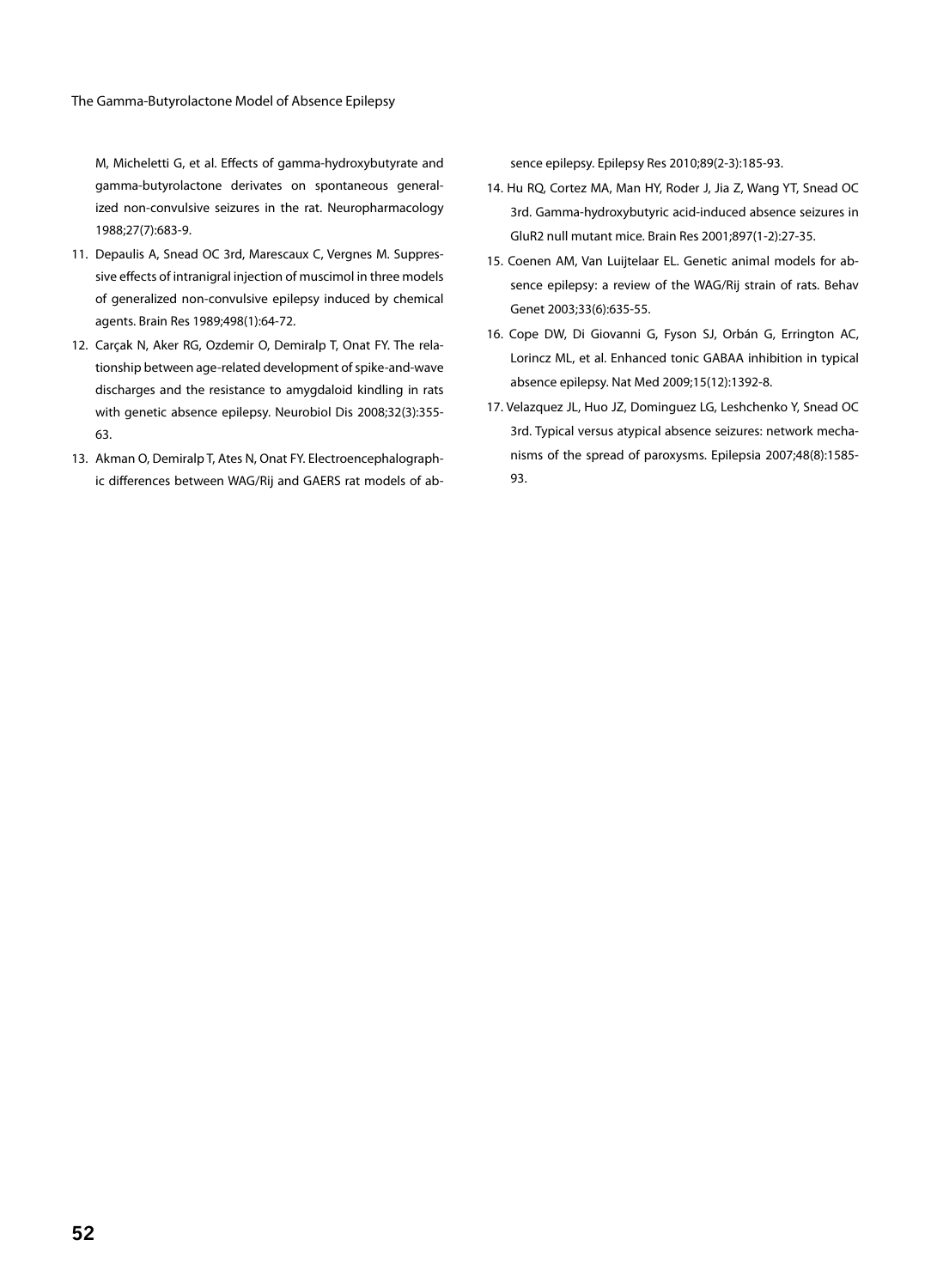M, Micheletti G, et al. Effects of gamma-hydroxybutyrate and gamma-butyrolactone derivates on spontaneous generalized non-convulsive seizures in the rat. Neuropharmacology 1988;27(7):683-9.

11. Depaulis A, Snead OC 3rd, Marescaux C, Vergnes M. Suppressive effects of intranigral injection of muscimol in three models of generalized non-convulsive epilepsy induced by chemical agents. Brain Res 1989;498(1):64-72.
12. Carçak N, Aker RG, Ozdemir O, Demiralp T, Onat FY. The relationship between age-related development of spike-and-wave discharges and the resistance to amygdaloid kindling in rats with genetic absence epilepsy. Neurobiol Dis 2008;32(3):355-63.
13. Akman O, Demiralp T, Ates N, Onat FY. Electroencephalographic differences between WAG/Rij and GAERS rat models of absence epilepsy. Epilepsy Res 2010;89(2-3):185-93.
14. Hu RQ, Cortez MA, Man HY, Roder J, Jia Z, Wang YT, Snead OC 3rd. Gamma-hydroxybutyric acid-induced absence seizures in GluR2 null mutant mice. Brain Res 2001;897(1-2):27-35.
15. Coenen AM, Van Luijtelaar EL. Genetic animal models for absence epilepsy: a review of the WAG/Rij strain of rats. Behav Genet 2003;33(6):635-55.
16. Cope DW, Di Giovanni G, Fyson SJ, Orbán G, Errington AC, Lorincz ML, et al. Enhanced tonic GABAA inhibition in typical absence epilepsy. Nat Med 2009;15(12):1392-8.
17. Velazquez JL, Huo JZ, Dominguez LG, Leshchenko Y, Snead OC 3rd. Typical versus atypical absence seizures: network mechanisms of the spread of paroxysms. Epilepsia 2007;48(8):1585-93.